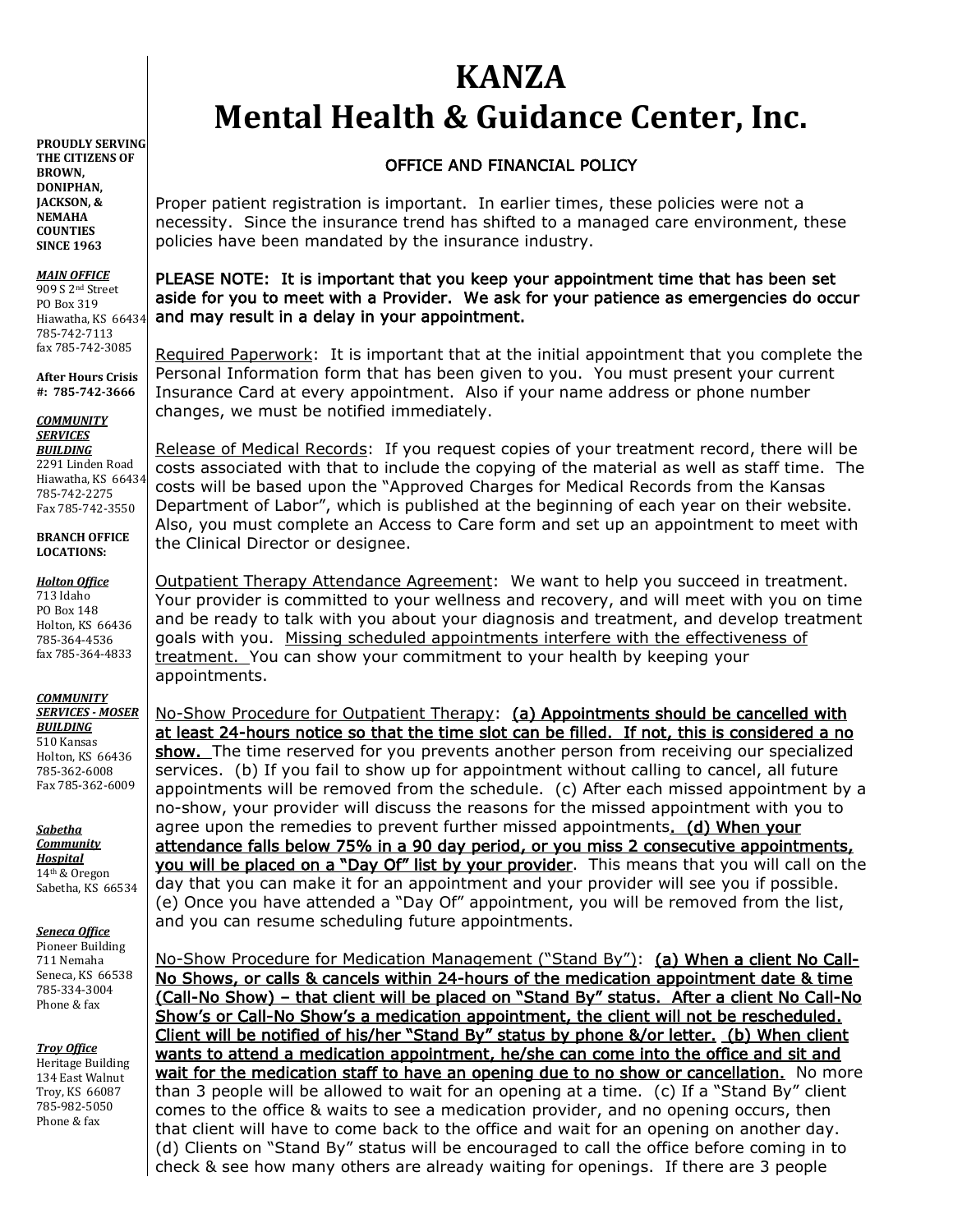# KANZA
# Mental Health & Guidance Center, Inc.

**PROUDLY SERVING THE CITIZENS OF BROWN, DONIPHAN, JACKSON, & NEMAHA COUNTIES SINCE 1963**

***MAIN OFFICE***
909 S 2nd Street
PO Box 319
Hiawatha, KS 66434
785-742-7113
fax 785-742-3085

**After Hours Crisis #: 785-742-3666**

***COMMUNITY SERVICES BUILDING***
2291 Linden Road
Hiawatha, KS 66434
785-742-2275
Fax 785-742-3550

**BRANCH OFFICE LOCATIONS:**

***Holton Office***
713 Idaho
PO Box 148
Holton, KS 66436
785-364-4536
fax 785-364-4833

***COMMUNITY SERVICES - MOSER BUILDING***
510 Kansas
Holton, KS 66436
785-362-6008
Fax 785-362-6009

***Sabetha Community Hospital***
14th & Oregon
Sabetha, KS 66534

***Seneca Office***
Pioneer Building
711 Nemaha
Seneca, KS 66538
785-334-3004
Phone & fax

***Troy Office***
Heritage Building
134 East Walnut
Troy, KS 66087
785-982-5050
Phone & fax

## OFFICE AND FINANCIAL POLICY

Proper patient registration is important. In earlier times, these policies were not a necessity. Since the insurance trend has shifted to a managed care environment, these policies have been mandated by the insurance industry.

**PLEASE NOTE: It is important that you keep your appointment time that has been set aside for you to meet with a Provider. We ask for your patience as emergencies do occur and may result in a delay in your appointment.**

<u>Required Paperwork</u>: It is important that at the initial appointment that you complete the Personal Information form that has been given to you. You must present your current Insurance Card at every appointment. Also if your name address or phone number changes, we must be notified immediately.

<u>Release of Medical Records</u>: If you request copies of your treatment record, there will be costs associated with that to include the copying of the material as well as staff time. The costs will be based upon the "Approved Charges for Medical Records from the Kansas Department of Labor", which is published at the beginning of each year on their website. Also, you must complete an Access to Care form and set up an appointment to meet with the Clinical Director or designee.

<u>Outpatient Therapy Attendance Agreement</u>: We want to help you succeed in treatment. Your provider is committed to your wellness and recovery, and will meet with you on time and be ready to talk with you about your diagnosis and treatment, and develop treatment goals with you. <u>Missing scheduled appointments interfere with the effectiveness of treatment.</u> You can show your commitment to your health by keeping your appointments.

<u>No-Show Procedure for Outpatient Therapy</u>: <u>**(a) Appointments should be cancelled with at least 24-hours notice so that the time slot can be filled. If not, this is considered a no show.**</u> The time reserved for you prevents another person from receiving our specialized services. (b) If you fail to show up for appointment without calling to cancel, all future appointments will be removed from the schedule. (c) After each missed appointment by a no-show, your provider will discuss the reasons for the missed appointment with you to agree upon the remedies to prevent further missed appointments<u>**. (d) When your attendance falls below 75% in a 90 day period, or you miss 2 consecutive appointments, you will be placed on a "Day Of" list by your provider**</u>. This means that you will call on the day that you can make it for an appointment and your provider will see you if possible. (e) Once you have attended a "Day Of" appointment, you will be removed from the list, and you can resume scheduling future appointments.

<u>No-Show Procedure for Medication Management ("Stand By")</u>: <u>**(a) When a client No Call-No Shows, or calls & cancels within 24-hours of the medication appointment date & time (Call-No Show) – that client will be placed on "Stand By" status. After a client No Call-No Show's or Call-No Show's a medication appointment, the client will not be rescheduled. Client will be notified of his/her "Stand By" status by phone &/or letter. (b) When client wants to attend a medication appointment, he/she can come into the office and sit and wait for the medication staff to have an opening due to no show or cancellation.**</u> No more than 3 people will be allowed to wait for an opening at a time. (c) If a "Stand By" client comes to the office & waits to see a medication provider, and no opening occurs, then that client will have to come back to the office and wait for an opening on another day. (d) Clients on "Stand By" status will be encouraged to call the office before coming in to check & see how many others are already waiting for openings. If there are 3 people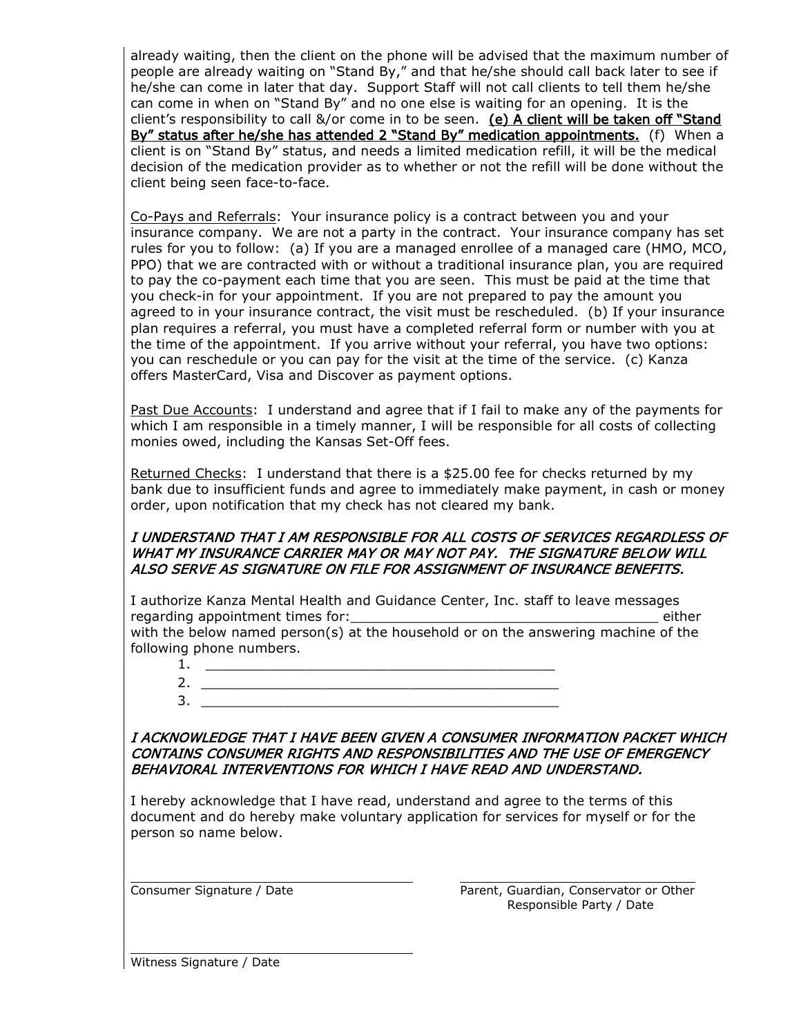already waiting, then the client on the phone will be advised that the maximum number of people are already waiting on "Stand By," and that he/she should call back later to see if he/she can come in later that day. Support Staff will not call clients to tell them he/she can come in when on "Stand By" and no one else is waiting for an opening. It is the client's responsibility to call &/or come in to be seen. **(e) A client will be taken off "Stand By" status after he/she has attended 2 "Stand By" medication appointments.** (f) When a client is on "Stand By" status, and needs a limited medication refill, it will be the medical decision of the medication provider as to whether or not the refill will be done without the client being seen face-to-face.

Co-Pays and Referrals: Your insurance policy is a contract between you and your insurance company. We are not a party in the contract. Your insurance company has set rules for you to follow: (a) If you are a managed enrollee of a managed care (HMO, MCO, PPO) that we are contracted with or without a traditional insurance plan, you are required to pay the co-payment each time that you are seen. This must be paid at the time that you check-in for your appointment. If you are not prepared to pay the amount you agreed to in your insurance contract, the visit must be rescheduled. (b) If your insurance plan requires a referral, you must have a completed referral form or number with you at the time of the appointment. If you arrive without your referral, you have two options: you can reschedule or you can pay for the visit at the time of the service. (c) Kanza offers MasterCard, Visa and Discover as payment options.

Past Due Accounts: I understand and agree that if I fail to make any of the payments for which I am responsible in a timely manner, I will be responsible for all costs of collecting monies owed, including the Kansas Set-Off fees.

Returned Checks: I understand that there is a $25.00 fee for checks returned by my bank due to insufficient funds and agree to immediately make payment, in cash or money order, upon notification that my check has not cleared my bank.

*I UNDERSTAND THAT I AM RESPONSIBLE FOR ALL COSTS OF SERVICES REGARDLESS OF WHAT MY INSURANCE CARRIER MAY OR MAY NOT PAY. THE SIGNATURE BELOW WILL ALSO SERVE AS SIGNATURE ON FILE FOR ASSIGNMENT OF INSURANCE BENEFITS.*

I authorize Kanza Mental Health and Guidance Center, Inc. staff to leave messages regarding appointment times for:_______________________________________ either with the below named person(s) at the household or on the answering machine of the following phone numbers.

1. _____________________________________________
2. _____________________________________________
3. _____________________________________________

*I ACKNOWLEDGE THAT I HAVE BEEN GIVEN A CONSUMER INFORMATION PACKET WHICH CONTAINS CONSUMER RIGHTS AND RESPONSIBILITIES AND THE USE OF EMERGENCY BEHAVIORAL INTERVENTIONS FOR WHICH I HAVE READ AND UNDERSTAND.*

I hereby acknowledge that I have read, understand and agree to the terms of this document and do hereby make voluntary application for services for myself or for the person so name below.

_______________________________________
Consumer Signature / Date

_______________________________________
Parent, Guardian, Conservator or Other Responsible Party / Date

_______________________________________
Witness Signature / Date